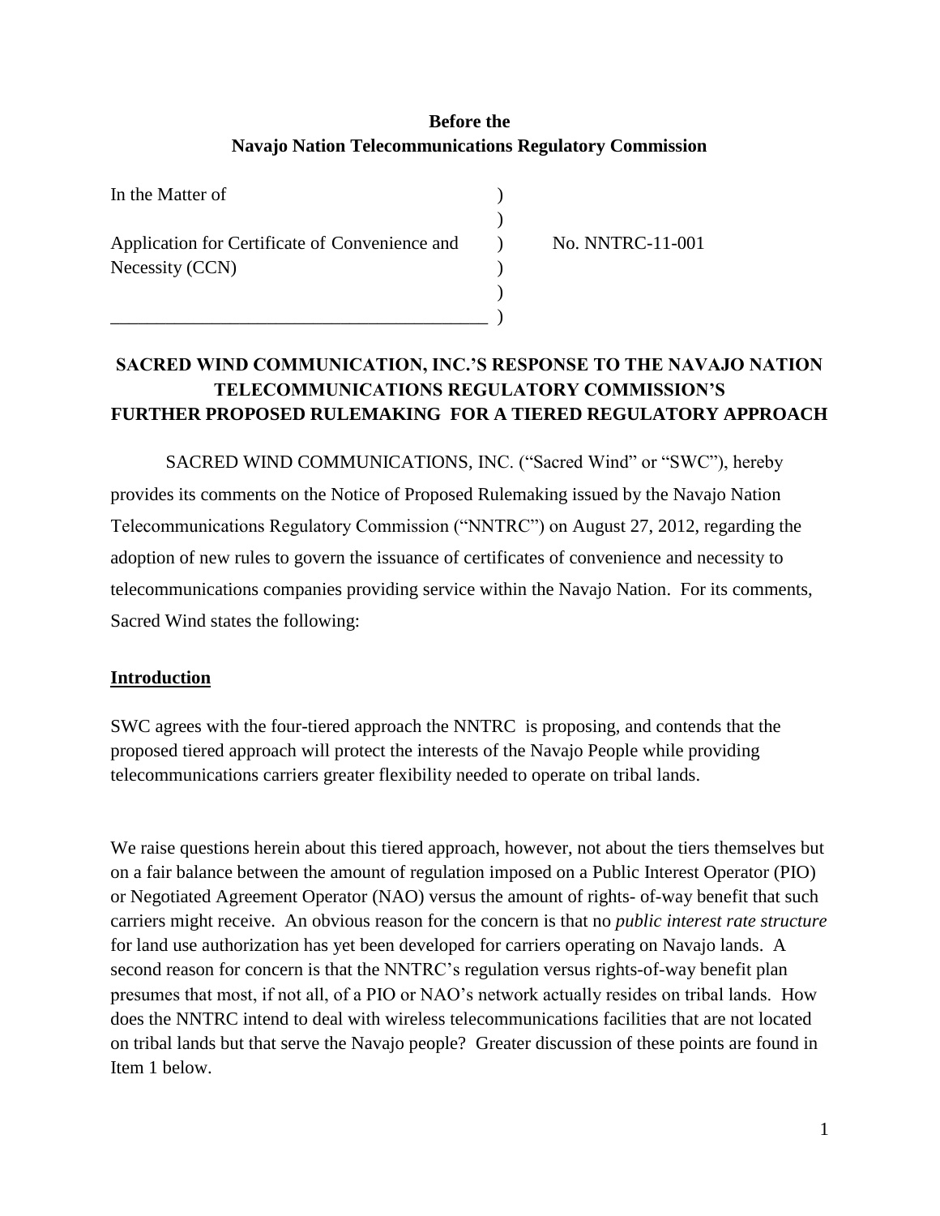**Before the**
**Navajo Nation Telecommunications Regulatory Commission**

In the Matter of )
)
Application for Certificate of Convenience and ) No. NNTRC-11-001
Necessity (CCN) )
)
\_\_\_\_\_\_\_\_\_\_\_\_\_\_\_\_\_\_\_\_\_\_\_\_\_\_\_\_\_\_\_\_\_\_\_\_\_\_\_\_\_\_ )

**SACRED WIND COMMUNICATION, INC.'S RESPONSE TO THE NAVAJO NATION TELECOMMUNICATIONS REGULATORY COMMISSION'S FURTHER PROPOSED RULEMAKING FOR A TIERED REGULATORY APPROACH**

SACRED WIND COMMUNICATIONS, INC. ("Sacred Wind" or "SWC"), hereby provides its comments on the Notice of Proposed Rulemaking issued by the Navajo Nation Telecommunications Regulatory Commission ("NNTRC") on August 27, 2012, regarding the adoption of new rules to govern the issuance of certificates of convenience and necessity to telecommunications companies providing service within the Navajo Nation. For its comments, Sacred Wind states the following:

**Introduction**

SWC agrees with the four-tiered approach the NNTRC is proposing, and contends that the proposed tiered approach will protect the interests of the Navajo People while providing telecommunications carriers greater flexibility needed to operate on tribal lands.

We raise questions herein about this tiered approach, however, not about the tiers themselves but on a fair balance between the amount of regulation imposed on a Public Interest Operator (PIO) or Negotiated Agreement Operator (NAO) versus the amount of rights- of-way benefit that such carriers might receive. An obvious reason for the concern is that no *public interest rate structure* for land use authorization has yet been developed for carriers operating on Navajo lands. A second reason for concern is that the NNTRC's regulation versus rights-of-way benefit plan presumes that most, if not all, of a PIO or NAO's network actually resides on tribal lands. How does the NNTRC intend to deal with wireless telecommunications facilities that are not located on tribal lands but that serve the Navajo people? Greater discussion of these points are found in Item 1 below.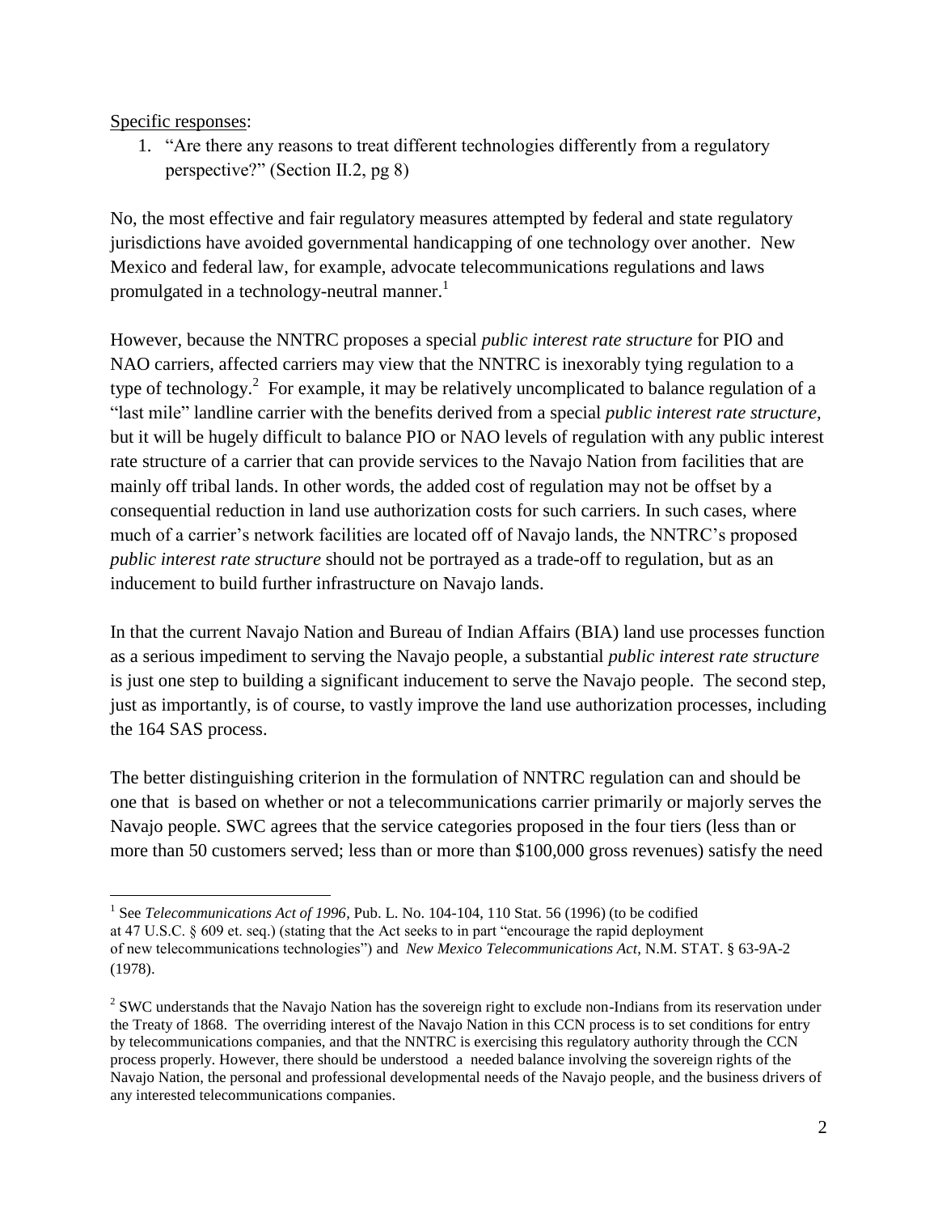Specific responses:

1. "Are there any reasons to treat different technologies differently from a regulatory perspective?" (Section II.2, pg 8)

No, the most effective and fair regulatory measures attempted by federal and state regulatory jurisdictions have avoided governmental handicapping of one technology over another. New Mexico and federal law, for example, advocate telecommunications regulations and laws promulgated in a technology-neutral manner.[1]

However, because the NNTRC proposes a special *public interest rate structure* for PIO and NAO carriers, affected carriers may view that the NNTRC is inexorably tying regulation to a type of technology.[2] For example, it may be relatively uncomplicated to balance regulation of a "last mile" landline carrier with the benefits derived from a special *public interest rate structure*, but it will be hugely difficult to balance PIO or NAO levels of regulation with any public interest rate structure of a carrier that can provide services to the Navajo Nation from facilities that are mainly off tribal lands. In other words, the added cost of regulation may not be offset by a consequential reduction in land use authorization costs for such carriers. In such cases, where much of a carrier's network facilities are located off of Navajo lands, the NNTRC's proposed *public interest rate structure* should not be portrayed as a trade-off to regulation, but as an inducement to build further infrastructure on Navajo lands.

In that the current Navajo Nation and Bureau of Indian Affairs (BIA) land use processes function as a serious impediment to serving the Navajo people, a substantial *public interest rate structure* is just one step to building a significant inducement to serve the Navajo people. The second step, just as importantly, is of course, to vastly improve the land use authorization processes, including the 164 SAS process.

The better distinguishing criterion in the formulation of NNTRC regulation can and should be one that is based on whether or not a telecommunications carrier primarily or majorly serves the Navajo people. SWC agrees that the service categories proposed in the four tiers (less than or more than 50 customers served; less than or more than $100,000 gross revenues) satisfy the need

---

[1] See *Telecommunications Act of 1996*, Pub. L. No. 104-104, 110 Stat. 56 (1996) (to be codified at 47 U.S.C. § 609 et. seq.) (stating that the Act seeks to in part "encourage the rapid deployment of new telecommunications technologies") and *New Mexico Telecommunications Act*, N.M. STAT. § 63-9A-2 (1978).

[2] SWC understands that the Navajo Nation has the sovereign right to exclude non-Indians from its reservation under the Treaty of 1868. The overriding interest of the Navajo Nation in this CCN process is to set conditions for entry by telecommunications companies, and that the NNTRC is exercising this regulatory authority through the CCN process properly. However, there should be understood a needed balance involving the sovereign rights of the Navajo Nation, the personal and professional developmental needs of the Navajo people, and the business drivers of any interested telecommunications companies.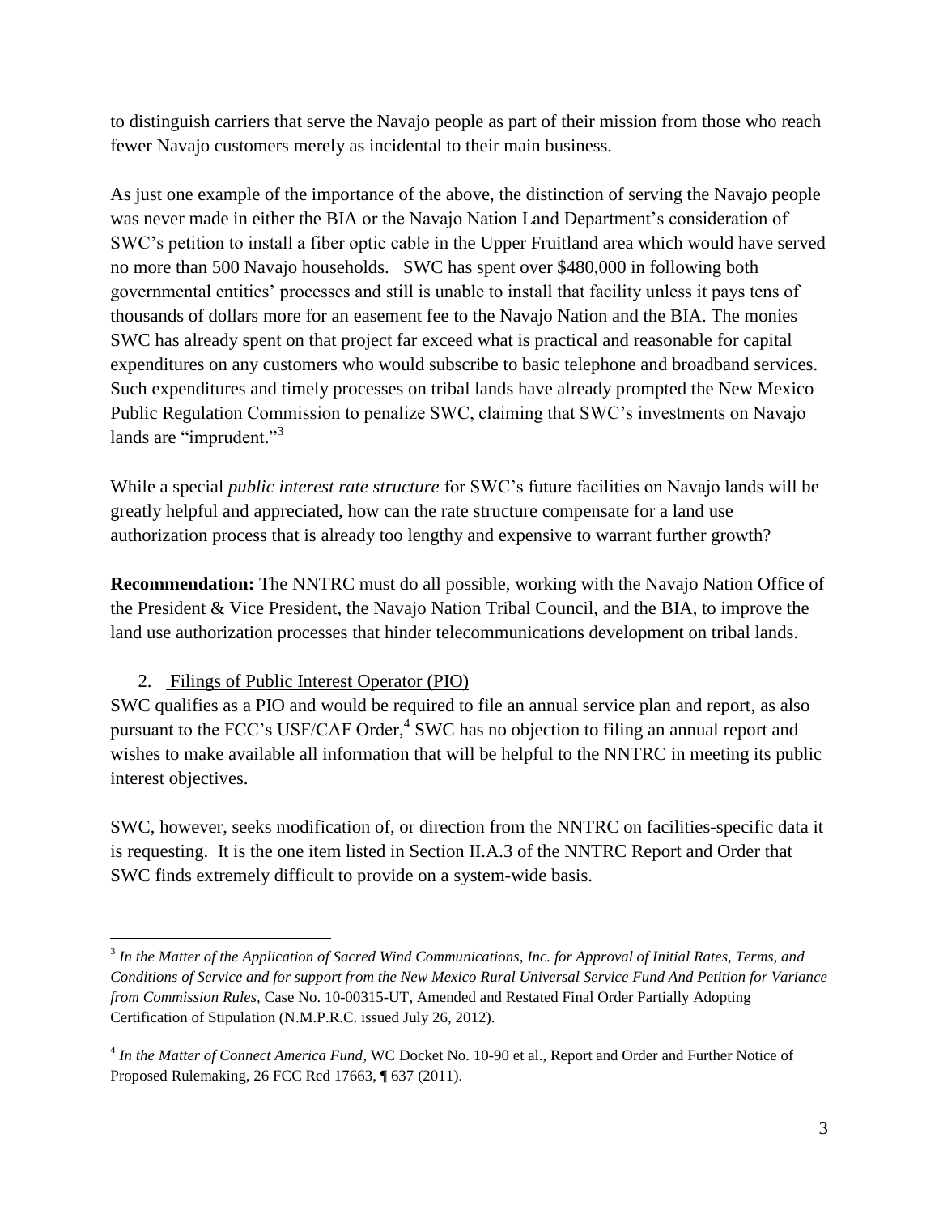to distinguish carriers that serve the Navajo people as part of their mission from those who reach fewer Navajo customers merely as incidental to their main business.

As just one example of the importance of the above, the distinction of serving the Navajo people was never made in either the BIA or the Navajo Nation Land Department's consideration of SWC's petition to install a fiber optic cable in the Upper Fruitland area which would have served no more than 500 Navajo households. SWC has spent over $480,000 in following both governmental entities' processes and still is unable to install that facility unless it pays tens of thousands of dollars more for an easement fee to the Navajo Nation and the BIA. The monies SWC has already spent on that project far exceed what is practical and reasonable for capital expenditures on any customers who would subscribe to basic telephone and broadband services. Such expenditures and timely processes on tribal lands have already prompted the New Mexico Public Regulation Commission to penalize SWC, claiming that SWC's investments on Navajo lands are "imprudent."[3]

While a special *public interest rate structure* for SWC's future facilities on Navajo lands will be greatly helpful and appreciated, how can the rate structure compensate for a land use authorization process that is already too lengthy and expensive to warrant further growth?

**Recommendation:** The NNTRC must do all possible, working with the Navajo Nation Office of the President & Vice President, the Navajo Nation Tribal Council, and the BIA, to improve the land use authorization processes that hinder telecommunications development on tribal lands.

2. Filings of Public Interest Operator (PIO)

SWC qualifies as a PIO and would be required to file an annual service plan and report, as also pursuant to the FCC's USF/CAF Order,[4] SWC has no objection to filing an annual report and wishes to make available all information that will be helpful to the NNTRC in meeting its public interest objectives.

SWC, however, seeks modification of, or direction from the NNTRC on facilities-specific data it is requesting. It is the one item listed in Section II.A.3 of the NNTRC Report and Order that SWC finds extremely difficult to provide on a system-wide basis.

---

[3] *In the Matter of the Application of Sacred Wind Communications, Inc. for Approval of Initial Rates, Terms, and Conditions of Service and for support from the New Mexico Rural Universal Service Fund And Petition for Variance from Commission Rules*, Case No. 10-00315-UT, Amended and Restated Final Order Partially Adopting Certification of Stipulation (N.M.P.R.C. issued July 26, 2012).

[4] *In the Matter of Connect America Fund*, WC Docket No. 10-90 et al., Report and Order and Further Notice of Proposed Rulemaking, 26 FCC Rcd 17663, ¶ 637 (2011).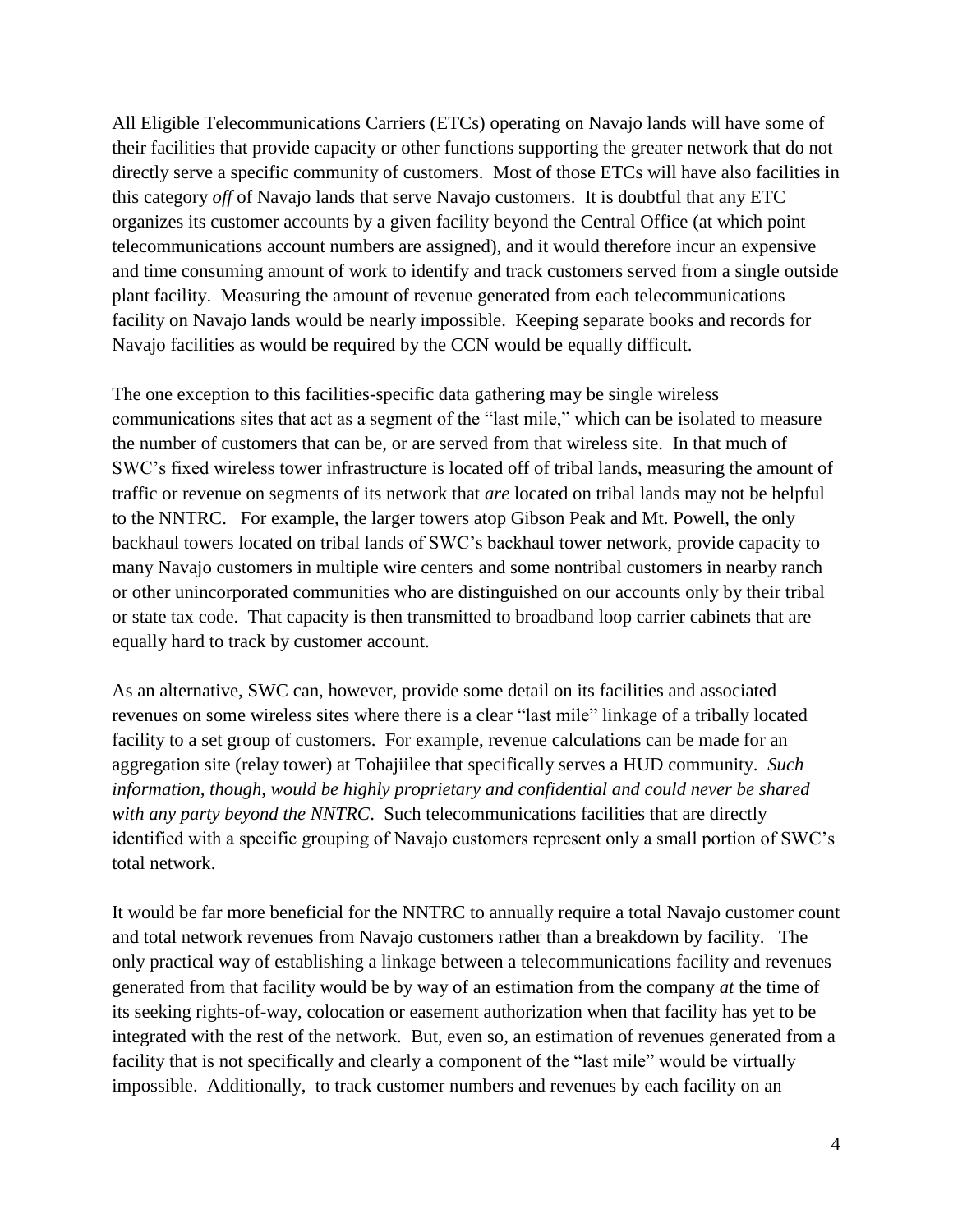All Eligible Telecommunications Carriers (ETCs) operating on Navajo lands will have some of their facilities that provide capacity or other functions supporting the greater network that do not directly serve a specific community of customers. Most of those ETCs will have also facilities in this category *off* of Navajo lands that serve Navajo customers. It is doubtful that any ETC organizes its customer accounts by a given facility beyond the Central Office (at which point telecommunications account numbers are assigned), and it would therefore incur an expensive and time consuming amount of work to identify and track customers served from a single outside plant facility. Measuring the amount of revenue generated from each telecommunications facility on Navajo lands would be nearly impossible. Keeping separate books and records for Navajo facilities as would be required by the CCN would be equally difficult.

The one exception to this facilities-specific data gathering may be single wireless communications sites that act as a segment of the "last mile," which can be isolated to measure the number of customers that can be, or are served from that wireless site. In that much of SWC's fixed wireless tower infrastructure is located off of tribal lands, measuring the amount of traffic or revenue on segments of its network that *are* located on tribal lands may not be helpful to the NNTRC. For example, the larger towers atop Gibson Peak and Mt. Powell, the only backhaul towers located on tribal lands of SWC's backhaul tower network, provide capacity to many Navajo customers in multiple wire centers and some nontribal customers in nearby ranch or other unincorporated communities who are distinguished on our accounts only by their tribal or state tax code. That capacity is then transmitted to broadband loop carrier cabinets that are equally hard to track by customer account.

As an alternative, SWC can, however, provide some detail on its facilities and associated revenues on some wireless sites where there is a clear "last mile" linkage of a tribally located facility to a set group of customers. For example, revenue calculations can be made for an aggregation site (relay tower) at Tohajiilee that specifically serves a HUD community. *Such information, though, would be highly proprietary and confidential and could never be shared with any party beyond the NNTRC*. Such telecommunications facilities that are directly identified with a specific grouping of Navajo customers represent only a small portion of SWC's total network.

It would be far more beneficial for the NNTRC to annually require a total Navajo customer count and total network revenues from Navajo customers rather than a breakdown by facility. The only practical way of establishing a linkage between a telecommunications facility and revenues generated from that facility would be by way of an estimation from the company *at* the time of its seeking rights-of-way, colocation or easement authorization when that facility has yet to be integrated with the rest of the network. But, even so, an estimation of revenues generated from a facility that is not specifically and clearly a component of the "last mile" would be virtually impossible. Additionally, to track customer numbers and revenues by each facility on an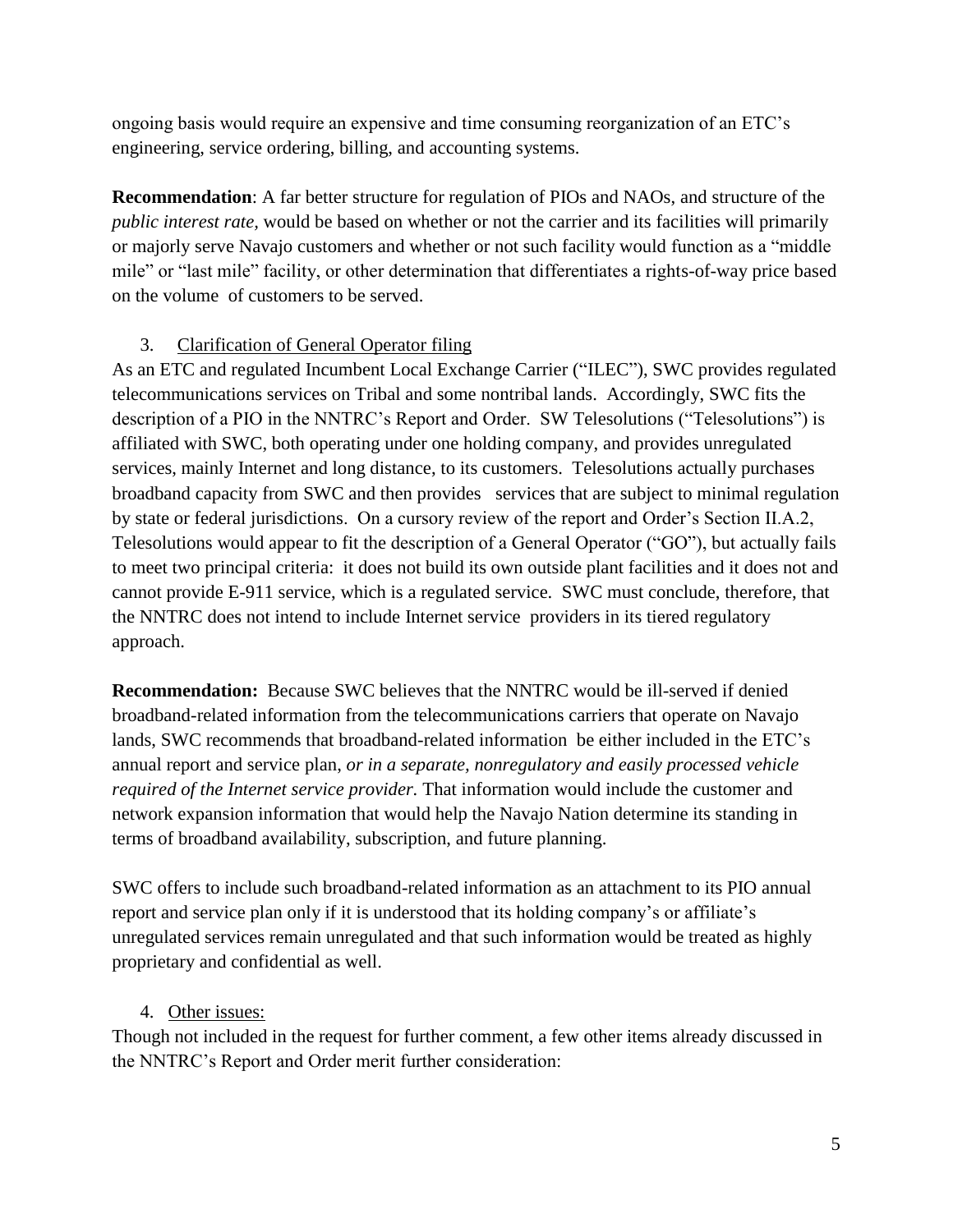ongoing basis would require an expensive and time consuming reorganization of an ETC's engineering, service ordering, billing, and accounting systems.

**Recommendation**: A far better structure for regulation of PIOs and NAOs, and structure of the *public interest rate*, would be based on whether or not the carrier and its facilities will primarily or majorly serve Navajo customers and whether or not such facility would function as a "middle mile" or "last mile" facility, or other determination that differentiates a rights-of-way price based on the volume of customers to be served.

3. <u>Clarification of General Operator filing</u>

As an ETC and regulated Incumbent Local Exchange Carrier ("ILEC"), SWC provides regulated telecommunications services on Tribal and some nontribal lands. Accordingly, SWC fits the description of a PIO in the NNTRC's Report and Order. SW Telesolutions ("Telesolutions") is affiliated with SWC, both operating under one holding company, and provides unregulated services, mainly Internet and long distance, to its customers. Telesolutions actually purchases broadband capacity from SWC and then provides services that are subject to minimal regulation by state or federal jurisdictions. On a cursory review of the report and Order's Section II.A.2, Telesolutions would appear to fit the description of a General Operator ("GO"), but actually fails to meet two principal criteria: it does not build its own outside plant facilities and it does not and cannot provide E-911 service, which is a regulated service. SWC must conclude, therefore, that the NNTRC does not intend to include Internet service providers in its tiered regulatory approach.

**Recommendation:** Because SWC believes that the NNTRC would be ill-served if denied broadband-related information from the telecommunications carriers that operate on Navajo lands, SWC recommends that broadband-related information be either included in the ETC's annual report and service plan, *or in a separate, nonregulatory and easily processed vehicle required of the Internet service provider.* That information would include the customer and network expansion information that would help the Navajo Nation determine its standing in terms of broadband availability, subscription, and future planning.

SWC offers to include such broadband-related information as an attachment to its PIO annual report and service plan only if it is understood that its holding company's or affiliate's unregulated services remain unregulated and that such information would be treated as highly proprietary and confidential as well.

4. <u>Other issues:</u>

Though not included in the request for further comment, a few other items already discussed in the NNTRC's Report and Order merit further consideration: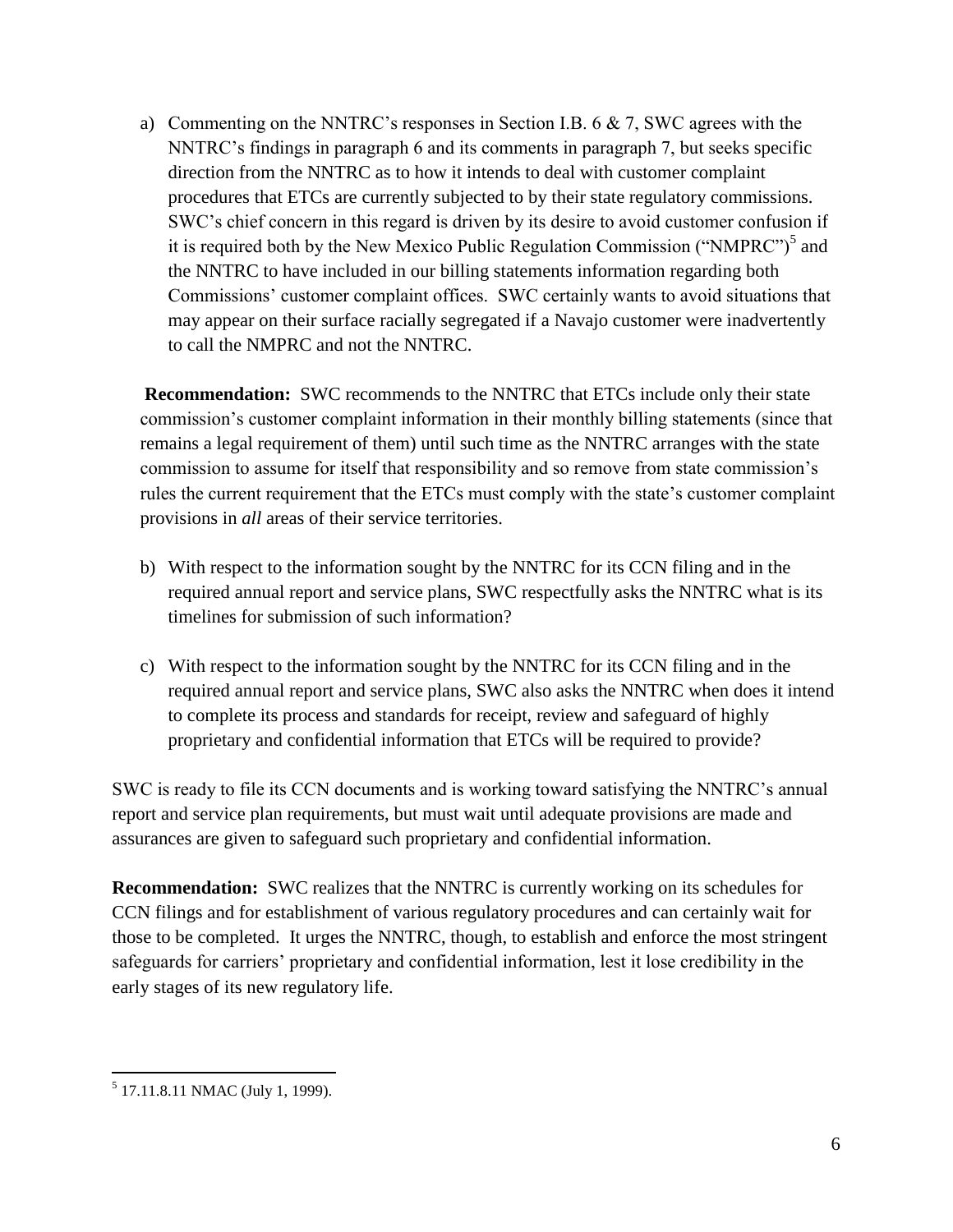a) Commenting on the NNTRC's responses in Section I.B. 6 & 7, SWC agrees with the NNTRC's findings in paragraph 6 and its comments in paragraph 7, but seeks specific direction from the NNTRC as to how it intends to deal with customer complaint procedures that ETCs are currently subjected to by their state regulatory commissions. SWC's chief concern in this regard is driven by its desire to avoid customer confusion if it is required both by the New Mexico Public Regulation Commission ("NMPRC")[5] and the NNTRC to have included in our billing statements information regarding both Commissions' customer complaint offices. SWC certainly wants to avoid situations that may appear on their surface racially segregated if a Navajo customer were inadvertently to call the NMPRC and not the NNTRC.

**Recommendation:** SWC recommends to the NNTRC that ETCs include only their state commission's customer complaint information in their monthly billing statements (since that remains a legal requirement of them) until such time as the NNTRC arranges with the state commission to assume for itself that responsibility and so remove from state commission's rules the current requirement that the ETCs must comply with the state's customer complaint provisions in *all* areas of their service territories.

b) With respect to the information sought by the NNTRC for its CCN filing and in the required annual report and service plans, SWC respectfully asks the NNTRC what is its timelines for submission of such information?

c) With respect to the information sought by the NNTRC for its CCN filing and in the required annual report and service plans, SWC also asks the NNTRC when does it intend to complete its process and standards for receipt, review and safeguard of highly proprietary and confidential information that ETCs will be required to provide?

SWC is ready to file its CCN documents and is working toward satisfying the NNTRC's annual report and service plan requirements, but must wait until adequate provisions are made and assurances are given to safeguard such proprietary and confidential information.

**Recommendation:** SWC realizes that the NNTRC is currently working on its schedules for CCN filings and for establishment of various regulatory procedures and can certainly wait for those to be completed. It urges the NNTRC, though, to establish and enforce the most stringent safeguards for carriers' proprietary and confidential information, lest it lose credibility in the early stages of its new regulatory life.

---

[5] 17.11.8.11 NMAC (July 1, 1999).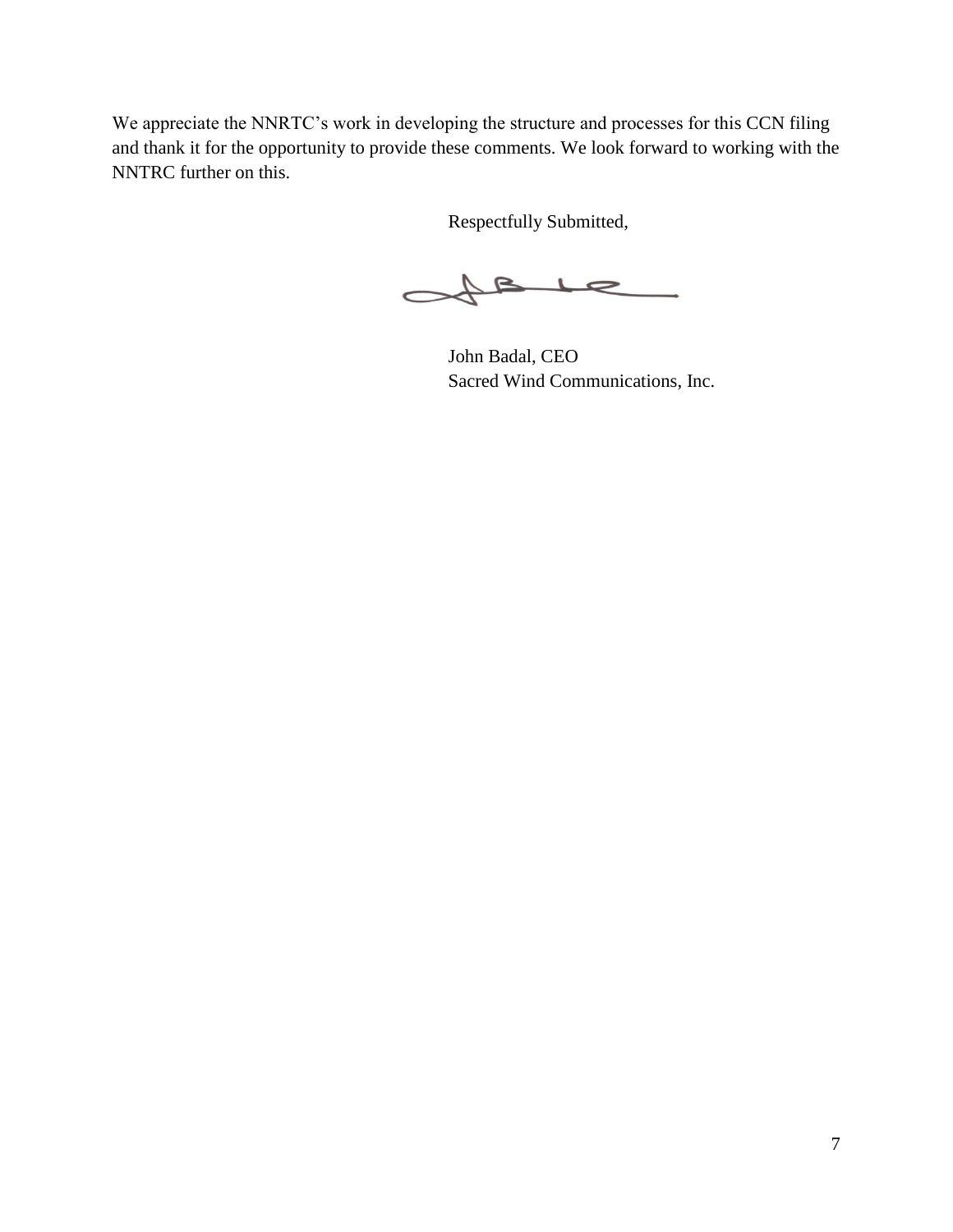We appreciate the NNRTC's work in developing the structure and processes for this CCN filing and thank it for the opportunity to provide these comments. We look forward to working with the NNTRC further on this.

Respectfully Submitted,

John Badal, CEO
Sacred Wind Communications, Inc.